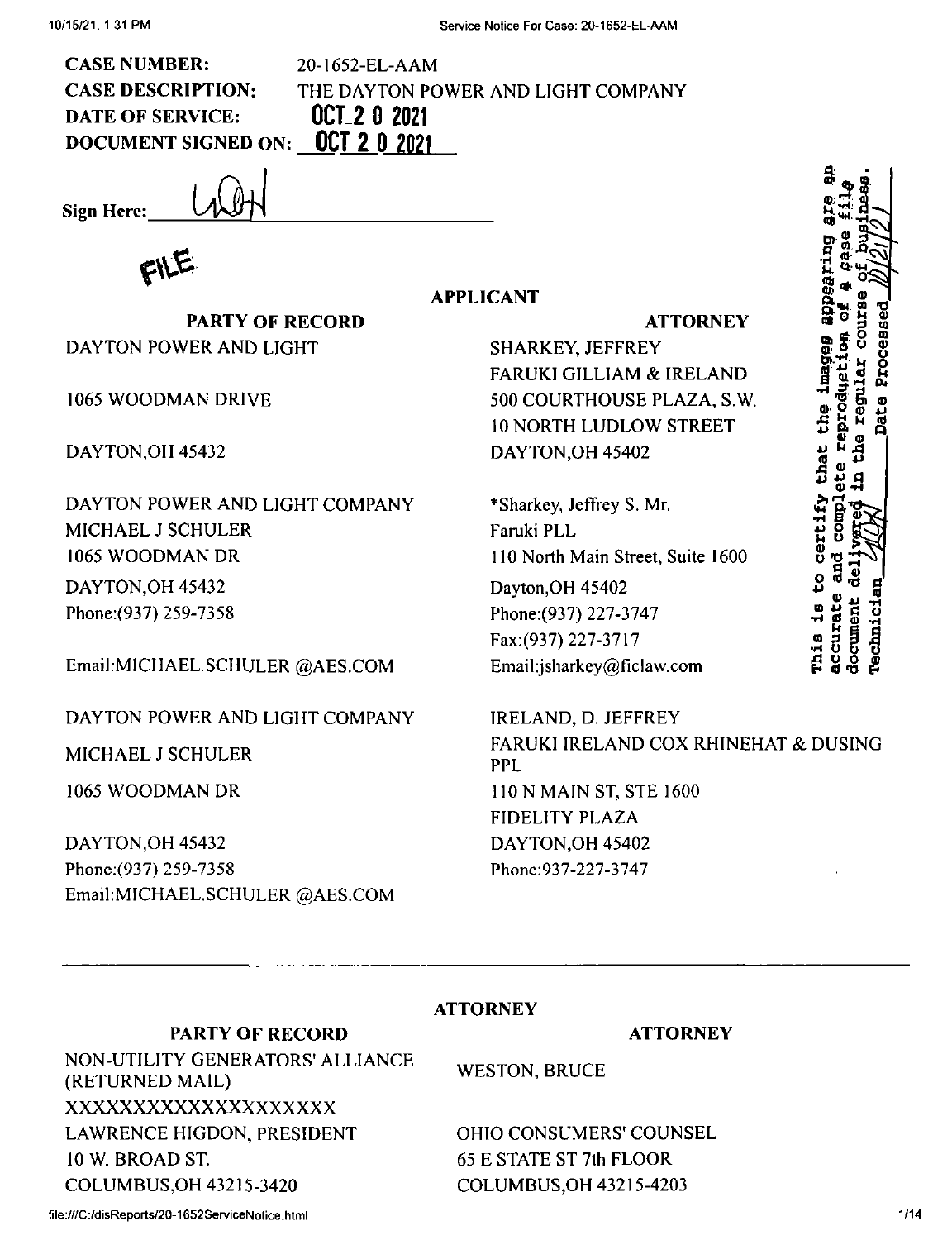**CASE NUMBER:** 20-1652-EL-AAM

**CASE DESCRIPTION:** THE DAYTON POWER AND LIGHT COMPANY

**DATE OF SERVICE:** OCT 2 0 2021

**DOCUMENT SIGNED ON:** OCT 2 0 2021

**Sign Here:** ______

FILE

This is to certify that the images appearing are an accurate and complete reproduction of a case file document delivered in the regular course of business. Technician ______ Date Processed 10/21/21

## APPLICANT

| PARTY OF RECORD | ATTORNEY |
|---|---|
| DAYTON POWER AND LIGHT<br><br>1065 WOODMAN DRIVE<br><br>DAYTON,OH 45432 | SHARKEY, JEFFREY<br>FARUKI GILLIAM & IRELAND<br>500 COURTHOUSE PLAZA, S.W.<br>10 NORTH LUDLOW STREET<br>DAYTON,OH 45402 |
| DAYTON POWER AND LIGHT COMPANY<br>MICHAEL J SCHULER<br>1065 WOODMAN DR<br>DAYTON,OH 45432<br>Phone:(937) 259-7358<br><br>Email:MICHAEL.SCHULER @AES.COM | *Sharkey, Jeffrey S. Mr.<br>Faruki PLL<br>110 North Main Street, Suite 1600<br>Dayton,OH 45402<br>Phone:(937) 227-3747<br>Fax:(937) 227-3717<br>Email:jsharkey@ficlaw.com |
| DAYTON POWER AND LIGHT COMPANY<br><br>MICHAEL J SCHULER<br><br>1065 WOODMAN DR<br><br>DAYTON,OH 45432<br>Phone:(937) 259-7358<br>Email:MICHAEL.SCHULER @AES.COM | IRELAND, D. JEFFREY<br>FARUKI IRELAND COX RHINEHAT & DUSING PPL<br>110 N MAIN ST, STE 1600<br>FIDELITY PLAZA<br>DAYTON,OH 45402<br>Phone:937-227-3747 |

## ATTORNEY

| PARTY OF RECORD | ATTORNEY |
|---|---|
| NON-UTILITY GENERATORS' ALLIANCE (RETURNED MAIL)<br>XXXXXXXXXXXXXXXXXXXX<br>LAWRENCE HIGDON, PRESIDENT<br>10 W. BROAD ST.<br>COLUMBUS,OH 43215-3420 | WESTON, BRUCE<br><br>OHIO CONSUMERS' COUNSEL<br>65 E STATE ST 7th FLOOR<br>COLUMBUS,OH 43215-4203 |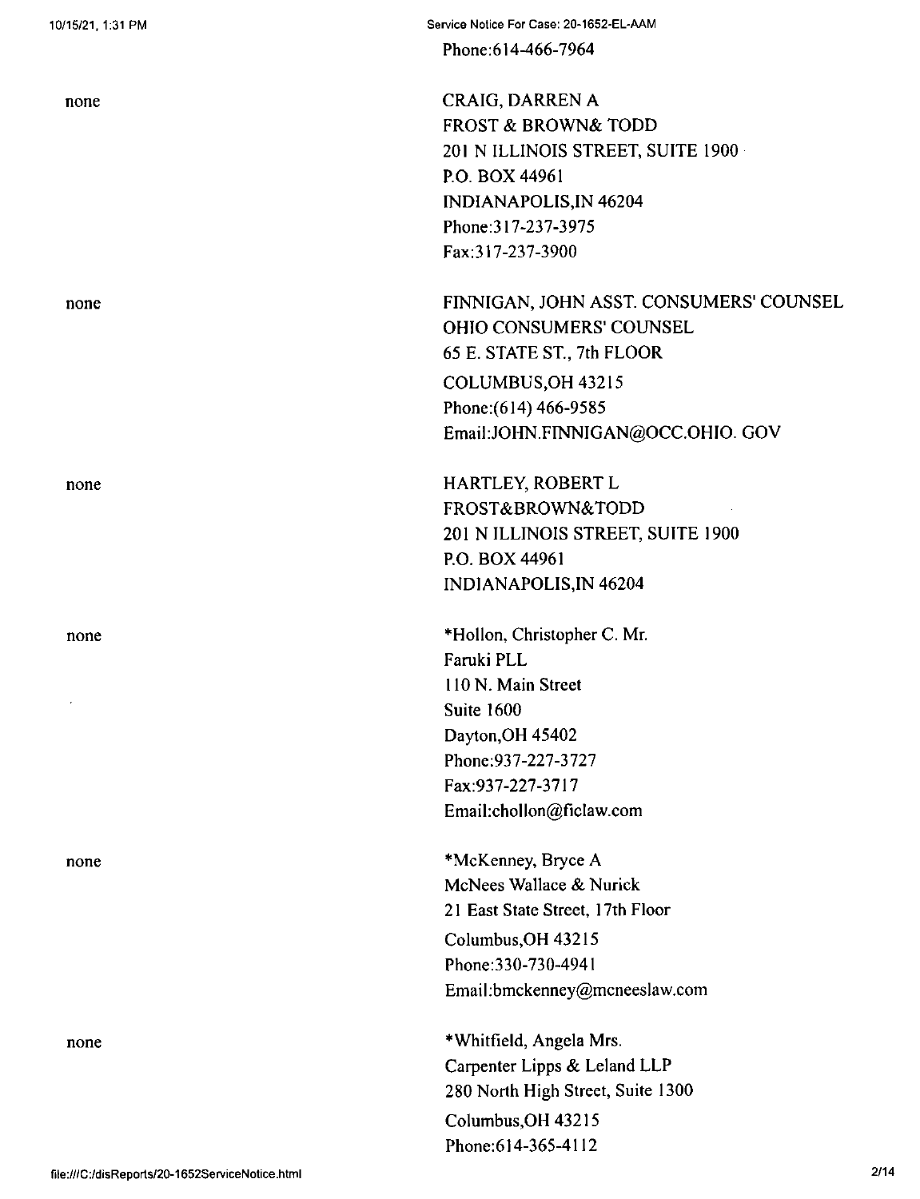Phone:614-466-7964

| | |
|---|---|
| none | CRAIG, DARREN A<br>FROST & BROWN& TODD<br>201 N ILLINOIS STREET, SUITE 1900<br>P.O. BOX 44961<br>INDIANAPOLIS,IN 46204<br>Phone:317-237-3975<br>Fax:317-237-3900 |
| none | FINNIGAN, JOHN ASST. CONSUMERS' COUNSEL<br>OHIO CONSUMERS' COUNSEL<br>65 E. STATE ST., 7th FLOOR<br>COLUMBUS,OH 43215<br>Phone:(614) 466-9585<br>Email:JOHN.FINNIGAN@OCC.OHIO. GOV |
| none | HARTLEY, ROBERT L<br>FROST&BROWN&TODD<br>201 N ILLINOIS STREET, SUITE 1900<br>P.O. BOX 44961<br>INDIANAPOLIS,IN 46204 |
| none | *Hollon, Christopher C. Mr.<br>Faruki PLL<br>110 N. Main Street<br>Suite 1600<br>Dayton,OH 45402<br>Phone:937-227-3727<br>Fax:937-227-3717<br>Email:chollon@ficlaw.com |
| none | *McKenney, Bryce A<br>McNees Wallace & Nurick<br>21 East State Street, 17th Floor<br>Columbus,OH 43215<br>Phone:330-730-4941<br>Email:bmckenney@mcneeslaw.com |
| none | *Whitfield, Angela Mrs.<br>Carpenter Lipps & Leland LLP<br>280 North High Street, Suite 1300<br>Columbus,OH 43215<br>Phone:614-365-4112 |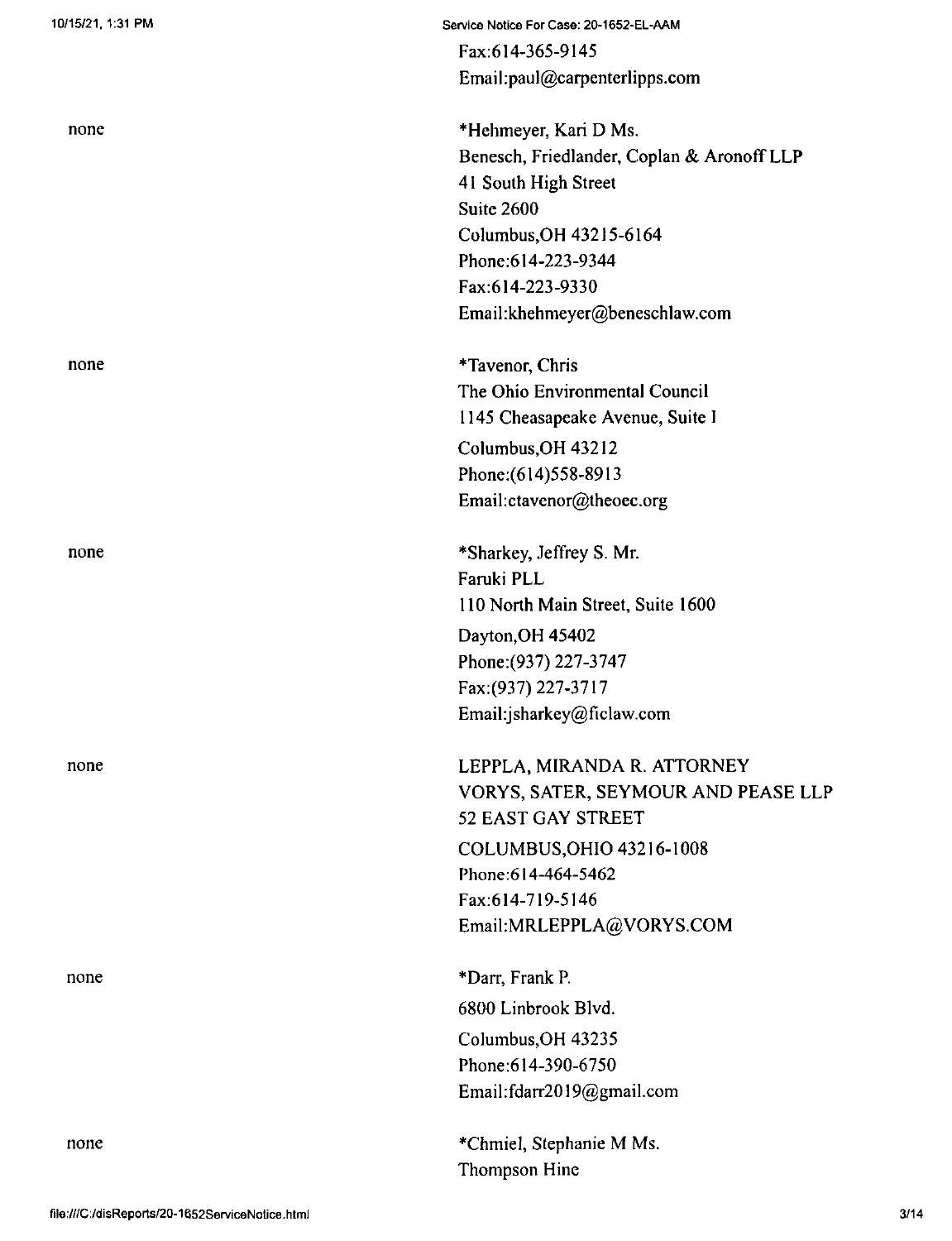Fax:614-365-9145
Email:paul@carpenterlipps.com

| | |
|---|---|
| none | *Hehmeyer, Kari D Ms.<br>Benesch, Friedlander, Coplan & Aronoff LLP<br>41 South High Street<br>Suite 2600<br>Columbus,OH 43215-6164<br>Phone:614-223-9344<br>Fax:614-223-9330<br>Email:khehmeyer@beneschlaw.com |
| none | *Tavenor, Chris<br>The Ohio Environmental Council<br>1145 Cheasapeake Avenue, Suite I<br>Columbus,OH 43212<br>Phone:(614)558-8913<br>Email:ctavenor@theoec.org |
| none | *Sharkey, Jeffrey S. Mr.<br>Faruki PLL<br>110 North Main Street, Suite 1600<br>Dayton,OH 45402<br>Phone:(937) 227-3747<br>Fax:(937) 227-3717<br>Email:jsharkey@ficlaw.com |
| none | LEPPLA, MIRANDA R. ATTORNEY<br>VORYS, SATER, SEYMOUR AND PEASE LLP<br>52 EAST GAY STREET<br>COLUMBUS,OHIO 43216-1008<br>Phone:614-464-5462<br>Fax:614-719-5146<br>Email:MRLEPPLA@VORYS.COM |
| none | *Darr, Frank P.<br>6800 Linbrook Blvd.<br>Columbus,OH 43235<br>Phone:614-390-6750<br>Email:fdarr2019@gmail.com |
| none | *Chmiel, Stephanie M Ms.<br>Thompson Hine |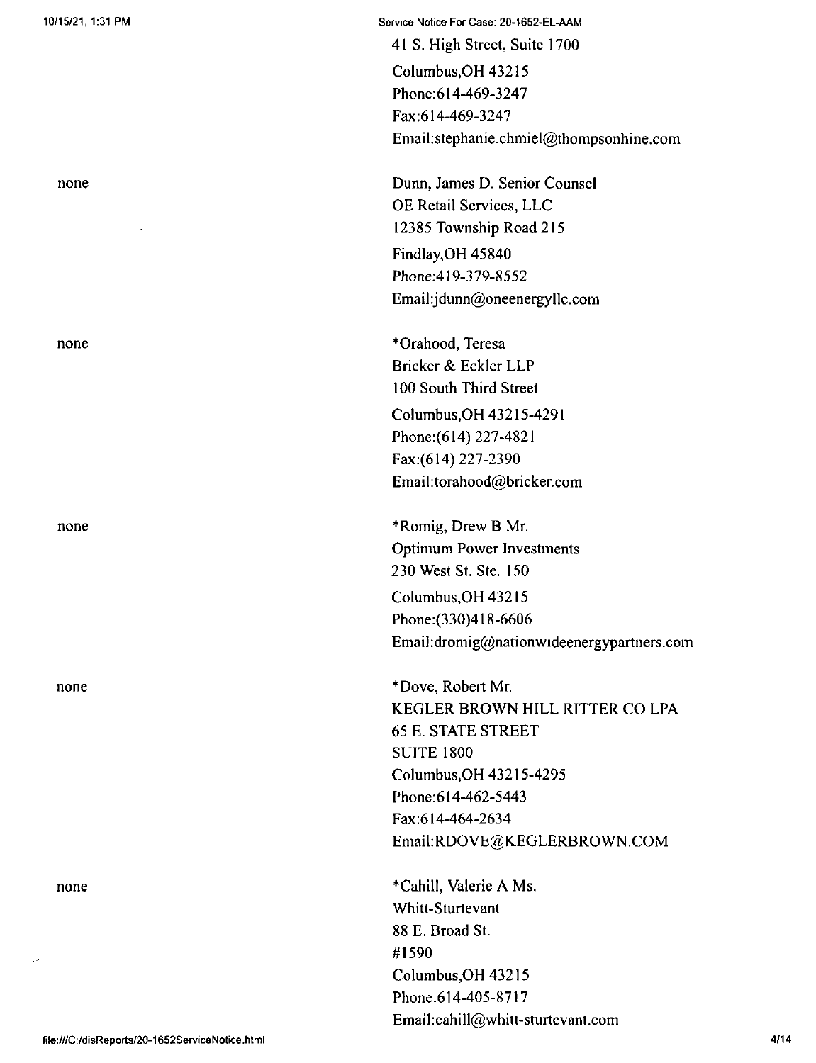41 S. High Street, Suite 1700
Columbus,OH 43215
Phone:614-469-3247
Fax:614-469-3247
Email:stephanie.chmiel@thompsonhine.com

| | |
|---|---|
| none | Dunn, James D. Senior Counsel<br>OE Retail Services, LLC<br>12385 Township Road 215<br>Findlay,OH 45840<br>Phone:419-379-8552<br>Email:jdunn@oneenergyllc.com |
| none | *Orahood, Teresa<br>Bricker & Eckler LLP<br>100 South Third Street<br>Columbus,OH 43215-4291<br>Phone:(614) 227-4821<br>Fax:(614) 227-2390<br>Email:torahood@bricker.com |
| none | *Romig, Drew B Mr.<br>Optimum Power Investments<br>230 West St. Ste. 150<br>Columbus,OH 43215<br>Phone:(330)418-6606<br>Email:dromig@nationwideenergypartners.com |
| none | *Dove, Robert Mr.<br>KEGLER BROWN HILL RITTER CO LPA<br>65 E. STATE STREET<br>SUITE 1800<br>Columbus,OH 43215-4295<br>Phone:614-462-5443<br>Fax:614-464-2634<br>Email:RDOVE@KEGLERBROWN.COM |
| none | *Cahill, Valerie A Ms.<br>Whitt-Sturtevant<br>88 E. Broad St.<br>#1590<br>Columbus,OH 43215<br>Phone:614-405-8717<br>Email:cahill@whitt-sturtevant.com |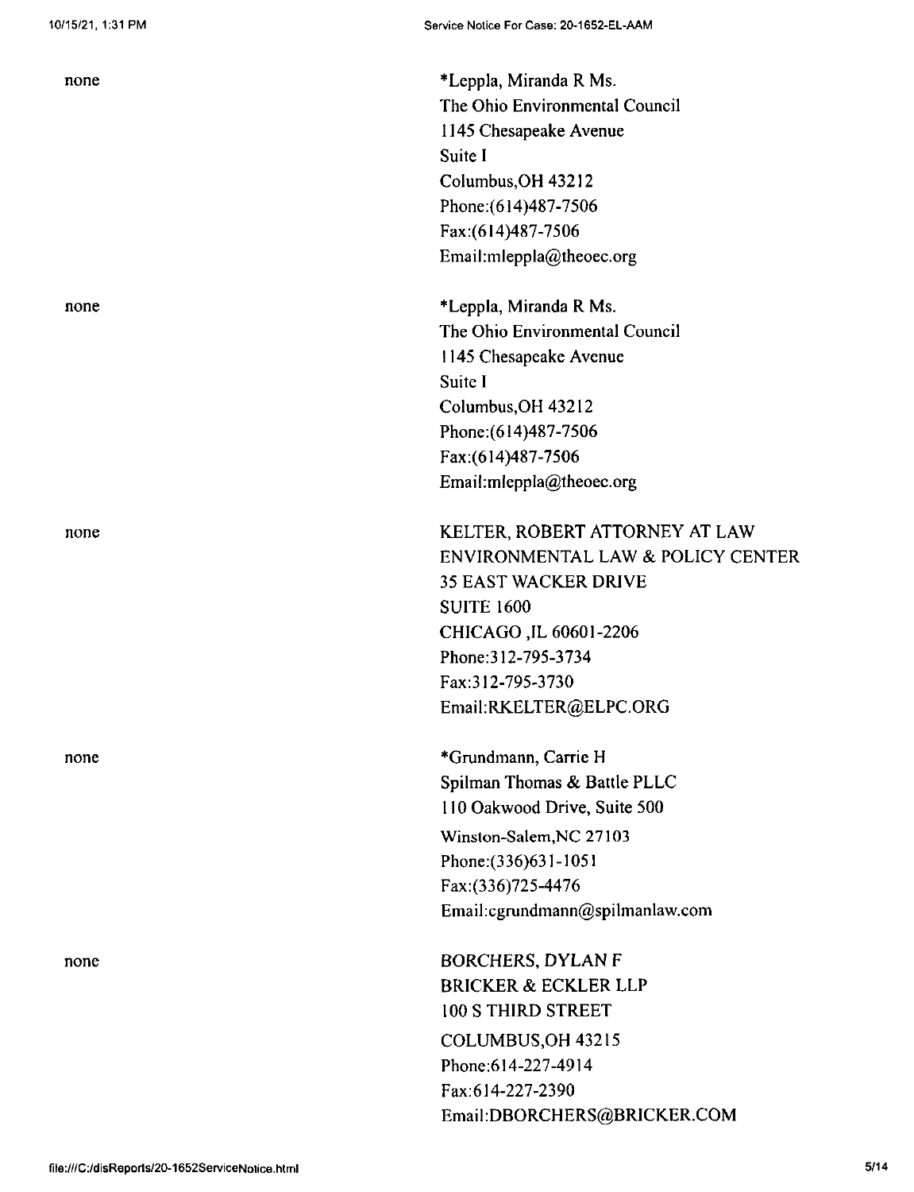| | |
|---|---|
| none | *Leppla, Miranda R Ms.<br>The Ohio Environmental Council<br>1145 Chesapeake Avenue<br>Suite I<br>Columbus,OH 43212<br>Phone:(614)487-7506<br>Fax:(614)487-7506<br>Email:mleppla@theoec.org |
| none | *Leppla, Miranda R Ms.<br>The Ohio Environmental Council<br>1145 Chesapeake Avenue<br>Suite I<br>Columbus,OH 43212<br>Phone:(614)487-7506<br>Fax:(614)487-7506<br>Email:mleppla@theoec.org |
| none | KELTER, ROBERT ATTORNEY AT LAW<br>ENVIRONMENTAL LAW & POLICY CENTER<br>35 EAST WACKER DRIVE<br>SUITE 1600<br>CHICAGO ,IL 60601-2206<br>Phone:312-795-3734<br>Fax:312-795-3730<br>Email:RKELTER@ELPC.ORG |
| none | *Grundmann, Carrie H<br>Spilman Thomas & Battle PLLC<br>110 Oakwood Drive, Suite 500<br>Winston-Salem,NC 27103<br>Phone:(336)631-1051<br>Fax:(336)725-4476<br>Email:cgrundmann@spilmanlaw.com |
| none | BORCHERS, DYLAN F<br>BRICKER & ECKLER LLP<br>100 S THIRD STREET<br>COLUMBUS,OH 43215<br>Phone:614-227-4914<br>Fax:614-227-2390<br>Email:DBORCHERS@BRICKER.COM |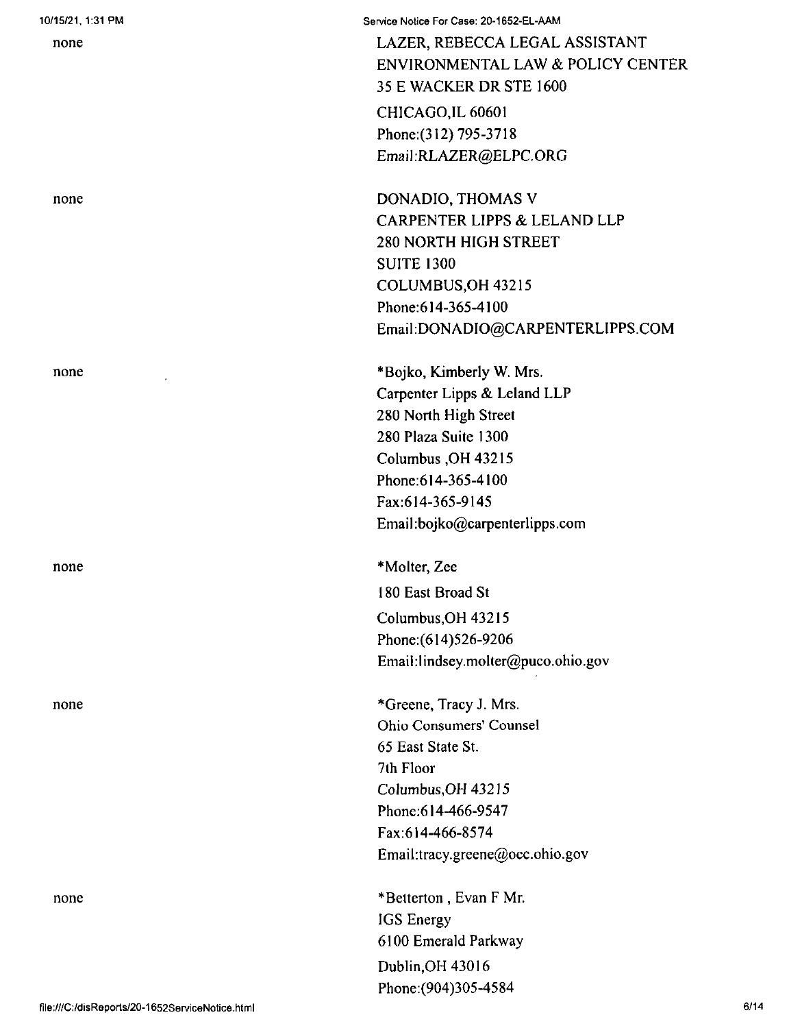| | |
|---|---|
| none | LAZER, REBECCA LEGAL ASSISTANT<br>ENVIRONMENTAL LAW & POLICY CENTER<br>35 E WACKER DR STE 1600<br>CHICAGO,IL 60601<br>Phone:(312) 795-3718<br>Email:RLAZER@ELPC.ORG |
| none | DONADIO, THOMAS V<br>CARPENTER LIPPS & LELAND LLP<br>280 NORTH HIGH STREET<br>SUITE 1300<br>COLUMBUS,OH 43215<br>Phone:614-365-4100<br>Email:DONADIO@CARPENTERLIPPS.COM |
| none | *Bojko, Kimberly W. Mrs.<br>Carpenter Lipps & Leland LLP<br>280 North High Street<br>280 Plaza Suite 1300<br>Columbus ,OH 43215<br>Phone:614-365-4100<br>Fax:614-365-9145<br>Email:bojko@carpenterlipps.com |
| none | *Molter, Zee<br>180 East Broad St<br>Columbus,OH 43215<br>Phone:(614)526-9206<br>Email:lindsey.molter@puco.ohio.gov |
| none | *Greene, Tracy J. Mrs.<br>Ohio Consumers' Counsel<br>65 East State St.<br>7th Floor<br>Columbus,OH 43215<br>Phone:614-466-9547<br>Fax:614-466-8574<br>Email:tracy.greene@occ.ohio.gov |
| none | *Betterton , Evan F Mr.<br>IGS Energy<br>6100 Emerald Parkway<br>Dublin,OH 43016<br>Phone:(904)305-4584 |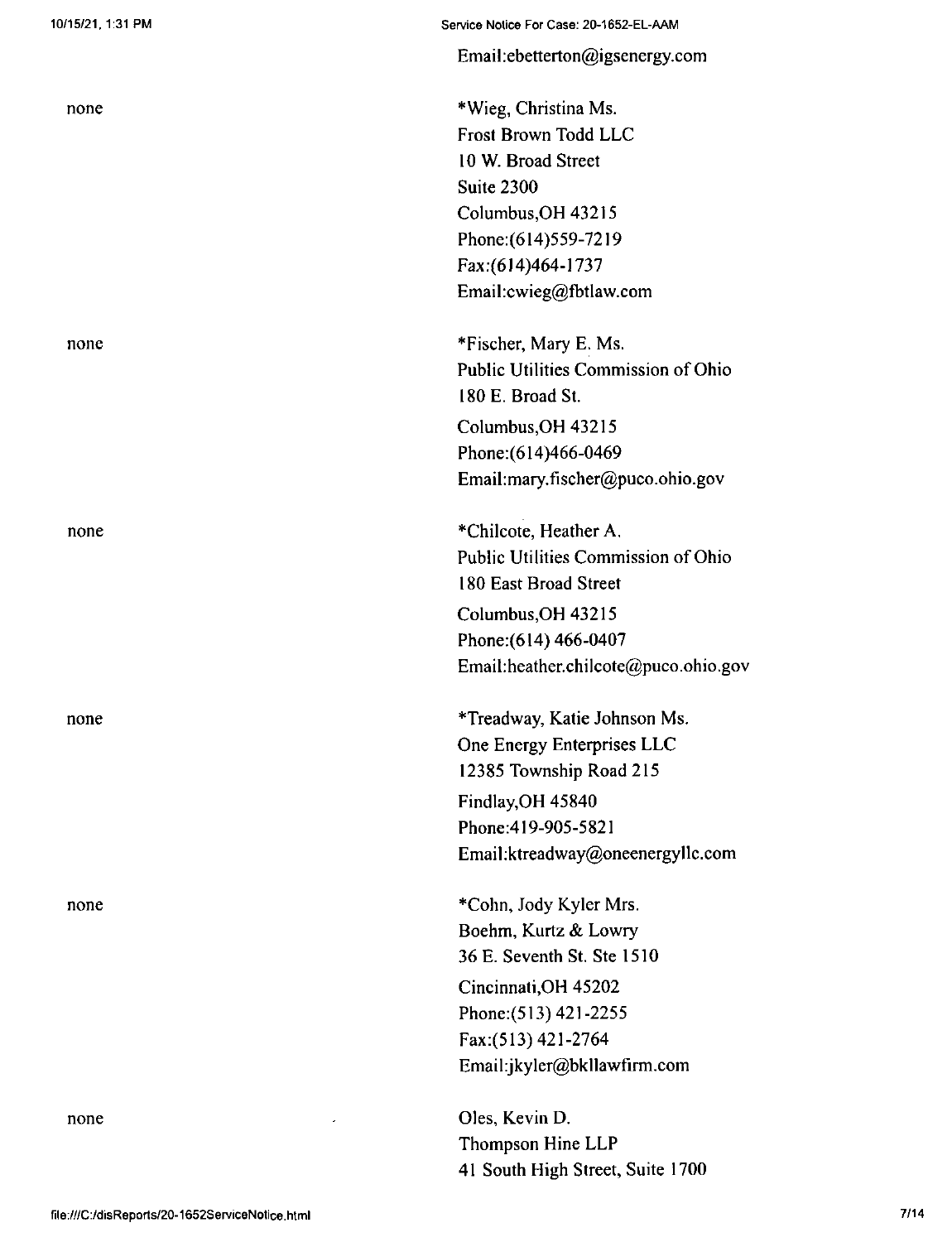Email:ebetterton@igsenergy.com

| | |
|---|---|
| none | *Wieg, Christina Ms.<br>Frost Brown Todd LLC<br>10 W. Broad Street<br>Suite 2300<br>Columbus,OH 43215<br>Phone:(614)559-7219<br>Fax:(614)464-1737<br>Email:cwieg@fbtlaw.com |
| none | *Fischer, Mary E. Ms.<br>Public Utilities Commission of Ohio<br>180 E. Broad St.<br>Columbus,OH 43215<br>Phone:(614)466-0469<br>Email:mary.fischer@puco.ohio.gov |
| none | *Chilcote, Heather A.<br>Public Utilities Commission of Ohio<br>180 East Broad Street<br>Columbus,OH 43215<br>Phone:(614) 466-0407<br>Email:heather.chilcote@puco.ohio.gov |
| none | *Treadway, Katie Johnson Ms.<br>One Energy Enterprises LLC<br>12385 Township Road 215<br>Findlay,OH 45840<br>Phone:419-905-5821<br>Email:ktreadway@oneenergyllc.com |
| none | *Cohn, Jody Kyler Mrs.<br>Boehm, Kurtz & Lowry<br>36 E. Seventh St. Ste 1510<br>Cincinnati,OH 45202<br>Phone:(513) 421-2255<br>Fax:(513) 421-2764<br>Email:jkyler@bkllawfirm.com |
| none | Oles, Kevin D.<br>Thompson Hine LLP<br>41 South High Street, Suite 1700 |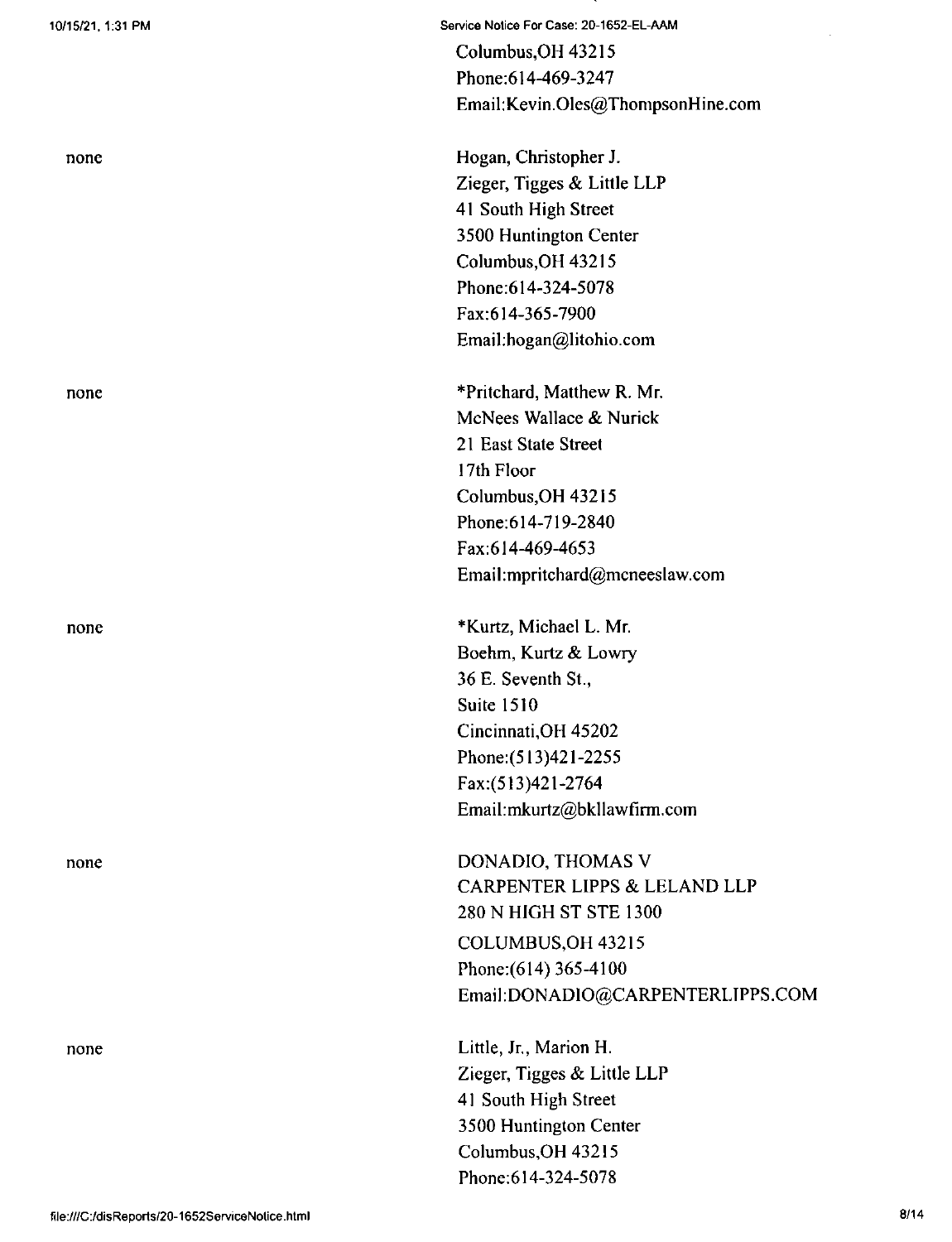Columbus,OH 43215
Phone:614-469-3247
Email:Kevin.Oles@ThompsonHine.com

none

Hogan, Christopher J.
Zieger, Tigges & Little LLP
41 South High Street
3500 Huntington Center
Columbus,OH 43215
Phone:614-324-5078
Fax:614-365-7900
Email:hogan@litohio.com

none

*Pritchard, Matthew R. Mr.
McNees Wallace & Nurick
21 East State Street
17th Floor
Columbus,OH 43215
Phone:614-719-2840
Fax:614-469-4653
Email:mpritchard@mcneeslaw.com

none

*Kurtz, Michael L. Mr.
Boehm, Kurtz & Lowry
36 E. Seventh St.,
Suite 1510
Cincinnati,OH 45202
Phone:(513)421-2255
Fax:(513)421-2764
Email:mkurtz@bkllawfirm.com

none

DONADIO, THOMAS V
CARPENTER LIPPS & LELAND LLP
280 N HIGH ST STE 1300
COLUMBUS,OH 43215
Phone:(614) 365-4100
Email:DONADIO@CARPENTERLIPPS.COM

none

Little, Jr., Marion H.
Zieger, Tigges & Little LLP
41 South High Street
3500 Huntington Center
Columbus,OH 43215
Phone:614-324-5078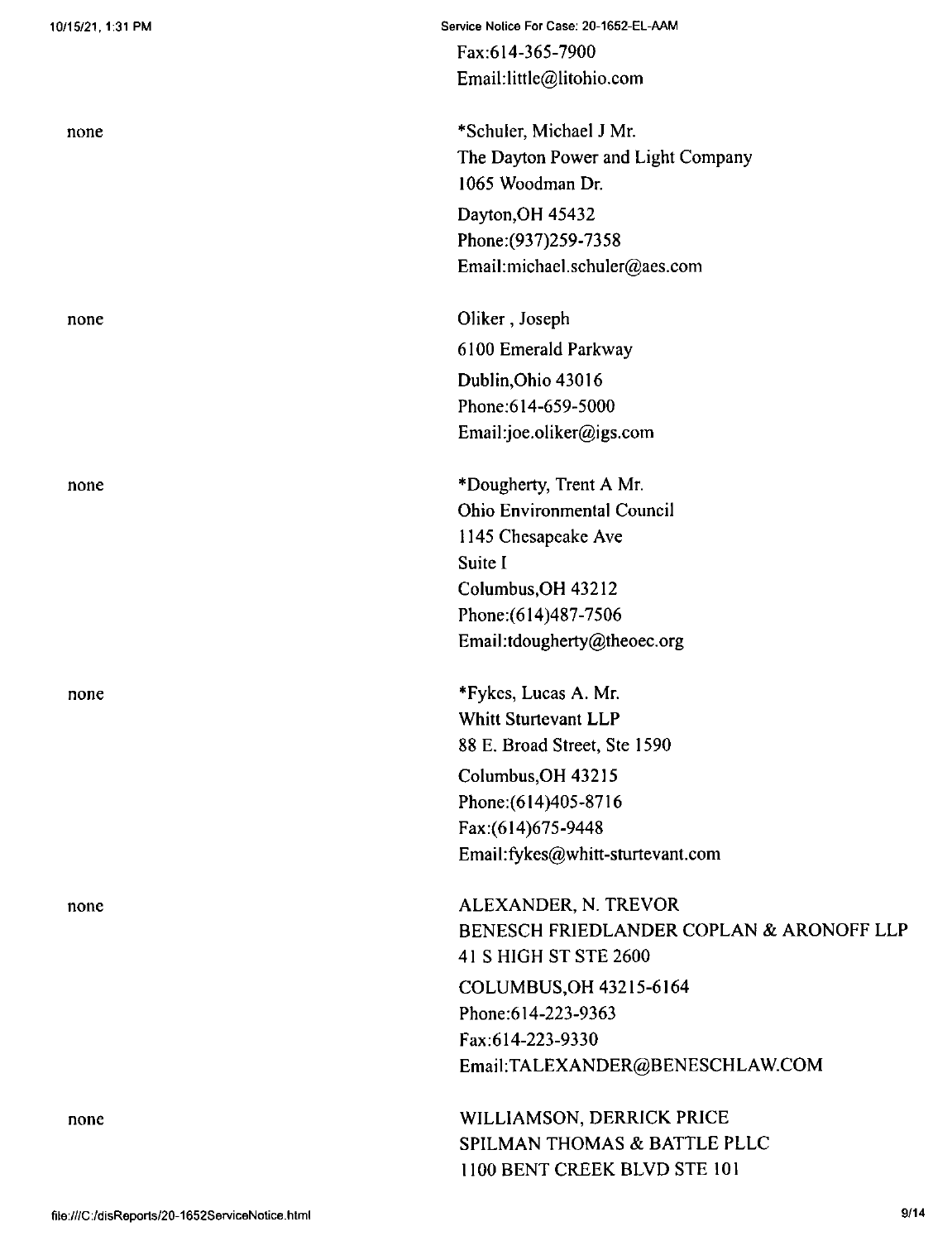Fax:614-365-7900
Email:little@litohio.com

none

*Schuler, Michael J Mr.
The Dayton Power and Light Company
1065 Woodman Dr.
Dayton,OH 45432
Phone:(937)259-7358
Email:michael.schuler@aes.com

none

Oliker , Joseph
6100 Emerald Parkway
Dublin,Ohio 43016
Phone:614-659-5000
Email:joe.oliker@igs.com

none

*Dougherty, Trent A Mr.
Ohio Environmental Council
1145 Chesapeake Ave
Suite I
Columbus,OH 43212
Phone:(614)487-7506
Email:tdougherty@theoec.org

none

*Fykes, Lucas A. Mr.
Whitt Sturtevant LLP
88 E. Broad Street, Ste 1590
Columbus,OH 43215
Phone:(614)405-8716
Fax:(614)675-9448
Email:fykes@whitt-sturtevant.com

none

ALEXANDER, N. TREVOR
BENESCH FRIEDLANDER COPLAN & ARONOFF LLP
41 S HIGH ST STE 2600
COLUMBUS,OH 43215-6164
Phone:614-223-9363
Fax:614-223-9330
Email:TALEXANDER@BENESCHLAW.COM

none

WILLIAMSON, DERRICK PRICE
SPILMAN THOMAS & BATTLE PLLC
1100 BENT CREEK BLVD STE 101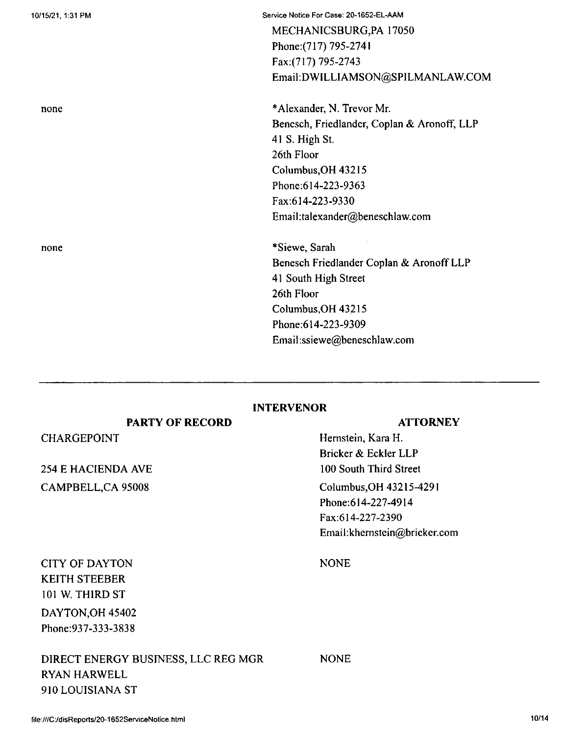| | |
|---|---|
| | MECHANICSBURG,PA 17050<br>Phone:(717) 795-2741<br>Fax:(717) 795-2743<br>Email:DWILLIAMSON@SPILMANLAW.COM |
| none | *Alexander, N. Trevor Mr.<br>Benesch, Friedlander, Coplan & Aronoff, LLP<br>41 S. High St.<br>26th Floor<br>Columbus,OH 43215<br>Phone:614-223-9363<br>Fax:614-223-9330<br>Email:talexander@beneschlaw.com |
| none | *Siewe, Sarah<br>Benesch Friedlander Coplan & Aronoff LLP<br>41 South High Street<br>26th Floor<br>Columbus,OH 43215<br>Phone:614-223-9309<br>Email:ssiewe@beneschlaw.com |

---

## INTERVENOR

| PARTY OF RECORD | ATTORNEY |
|---|---|
| CHARGEPOINT<br><br>254 E HACIENDA AVE<br>CAMPBELL,CA 95008 | Hernstein, Kara H.<br>Bricker & Eckler LLP<br>100 South Third Street<br>Columbus,OH 43215-4291<br>Phone:614-227-4914<br>Fax:614-227-2390<br>Email:khernstein@bricker.com |
| CITY OF DAYTON<br>KEITH STEEBER<br>101 W. THIRD ST<br>DAYTON,OH 45402<br>Phone:937-333-3838 | NONE |
| DIRECT ENERGY BUSINESS, LLC REG MGR<br>RYAN HARWELL<br>910 LOUISIANA ST | NONE |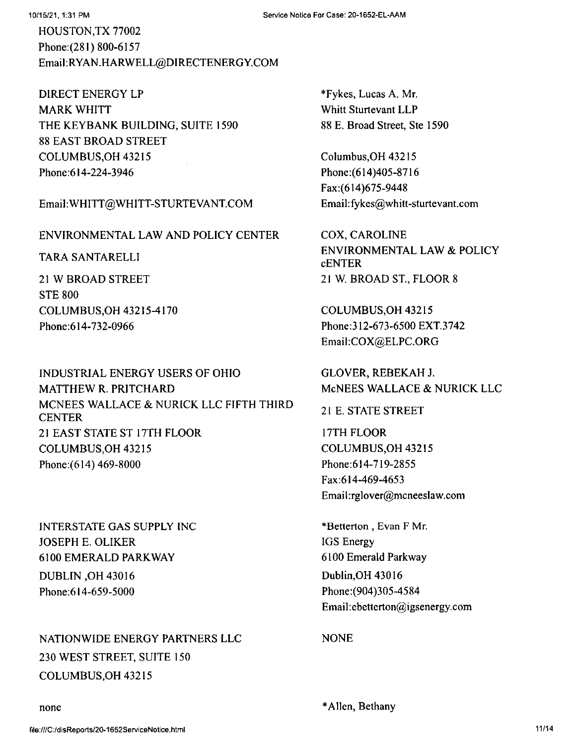HOUSTON,TX 77002
Phone:(281) 800-6157
Email:RYAN.HARWELL@DIRECTENERGY.COM

DIRECT ENERGY LP
MARK WHITT
THE KEYBANK BUILDING, SUITE 1590
88 EAST BROAD STREET
COLUMBUS,OH 43215
Phone:614-224-3946

Email:WHITT@WHITT-STURTEVANT.COM

*Fykes, Lucas A. Mr.
Whitt Sturtevant LLP
88 E. Broad Street, Ste 1590

Columbus,OH 43215
Phone:(614)405-8716
Fax:(614)675-9448
Email:fykes@whitt-sturtevant.com

ENVIRONMENTAL LAW AND POLICY CENTER
TARA SANTARELLI
21 W BROAD STREET
STE 800
COLUMBUS,OH 43215-4170
Phone:614-732-0966

COX, CAROLINE
ENVIRONMENTAL LAW & POLICY cENTER
21 W. BROAD ST., FLOOR 8

COLUMBUS,OH 43215
Phone:312-673-6500 EXT.3742
Email:COX@ELPC.ORG

INDUSTRIAL ENERGY USERS OF OHIO
MATTHEW R. PRITCHARD
MCNEES WALLACE & NURICK LLC FIFTH THIRD CENTER
21 EAST STATE ST 17TH FLOOR
COLUMBUS,OH 43215
Phone:(614) 469-8000

GLOVER, REBEKAH J.
McNEES WALLACE & NURICK LLC
21 E. STATE STREET
17TH FLOOR
COLUMBUS,OH 43215
Phone:614-719-2855
Fax:614-469-4653
Email:rglover@mcneeslaw.com

INTERSTATE GAS SUPPLY INC
JOSEPH E. OLIKER
6100 EMERALD PARKWAY
DUBLIN ,OH 43016
Phone:614-659-5000

*Betterton , Evan F Mr.
IGS Energy
6100 Emerald Parkway
Dublin,OH 43016
Phone:(904)305-4584
Email:ebetterton@igsenergy.com

NATIONWIDE ENERGY PARTNERS LLC
230 WEST STREET, SUITE 150
COLUMBUS,OH 43215

none

NONE

*Allen, Bethany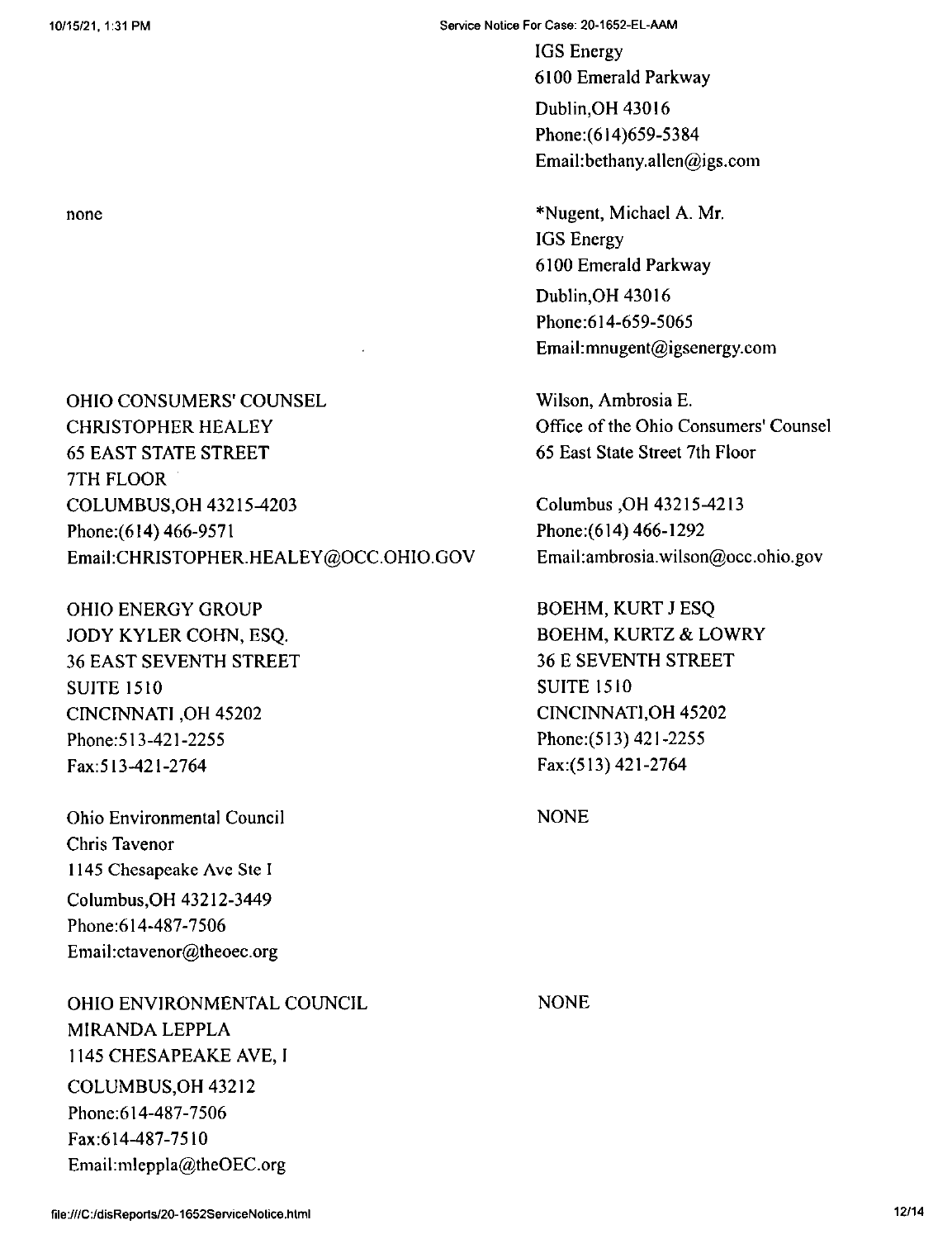| | |
|---|---|
| | IGS Energy<br>6100 Emerald Parkway<br>Dublin,OH 43016<br>Phone:(614)659-5384<br>Email:bethany.allen@igs.com |
| none | *Nugent, Michael A. Mr.<br>IGS Energy<br>6100 Emerald Parkway<br>Dublin,OH 43016<br>Phone:614-659-5065<br>Email:mnugent@igsenergy.com |
| OHIO CONSUMERS' COUNSEL<br>CHRISTOPHER HEALEY<br>65 EAST STATE STREET<br>7TH FLOOR<br>COLUMBUS,OH 43215-4203<br>Phone:(614) 466-9571<br>Email:CHRISTOPHER.HEALEY@OCC.OHIO.GOV | Wilson, Ambrosia E.<br>Office of the Ohio Consumers' Counsel<br>65 East State Street 7th Floor<br>Columbus ,OH 43215-4213<br>Phone:(614) 466-1292<br>Email:ambrosia.wilson@occ.ohio.gov |
| OHIO ENERGY GROUP<br>JODY KYLER COHN, ESQ.<br>36 EAST SEVENTH STREET<br>SUITE 1510<br>CINCINNATI ,OH 45202<br>Phone:513-421-2255<br>Fax:513-421-2764 | BOEHM, KURT J ESQ<br>BOEHM, KURTZ & LOWRY<br>36 E SEVENTH STREET<br>SUITE 1510<br>CINCINNATI,OH 45202<br>Phone:(513) 421-2255<br>Fax:(513) 421-2764 |
| Ohio Environmental Council<br>Chris Tavenor<br>1145 Chesapeake Ave Ste I<br>Columbus,OH 43212-3449<br>Phone:614-487-7506<br>Email:ctavenor@theoec.org | NONE |
| OHIO ENVIRONMENTAL COUNCIL<br>MIRANDA LEPPLA<br>1145 CHESAPEAKE AVE, I<br>COLUMBUS,OH 43212<br>Phone:614-487-7506<br>Fax:614-487-7510<br>Email:mleppla@theOEC.org | NONE |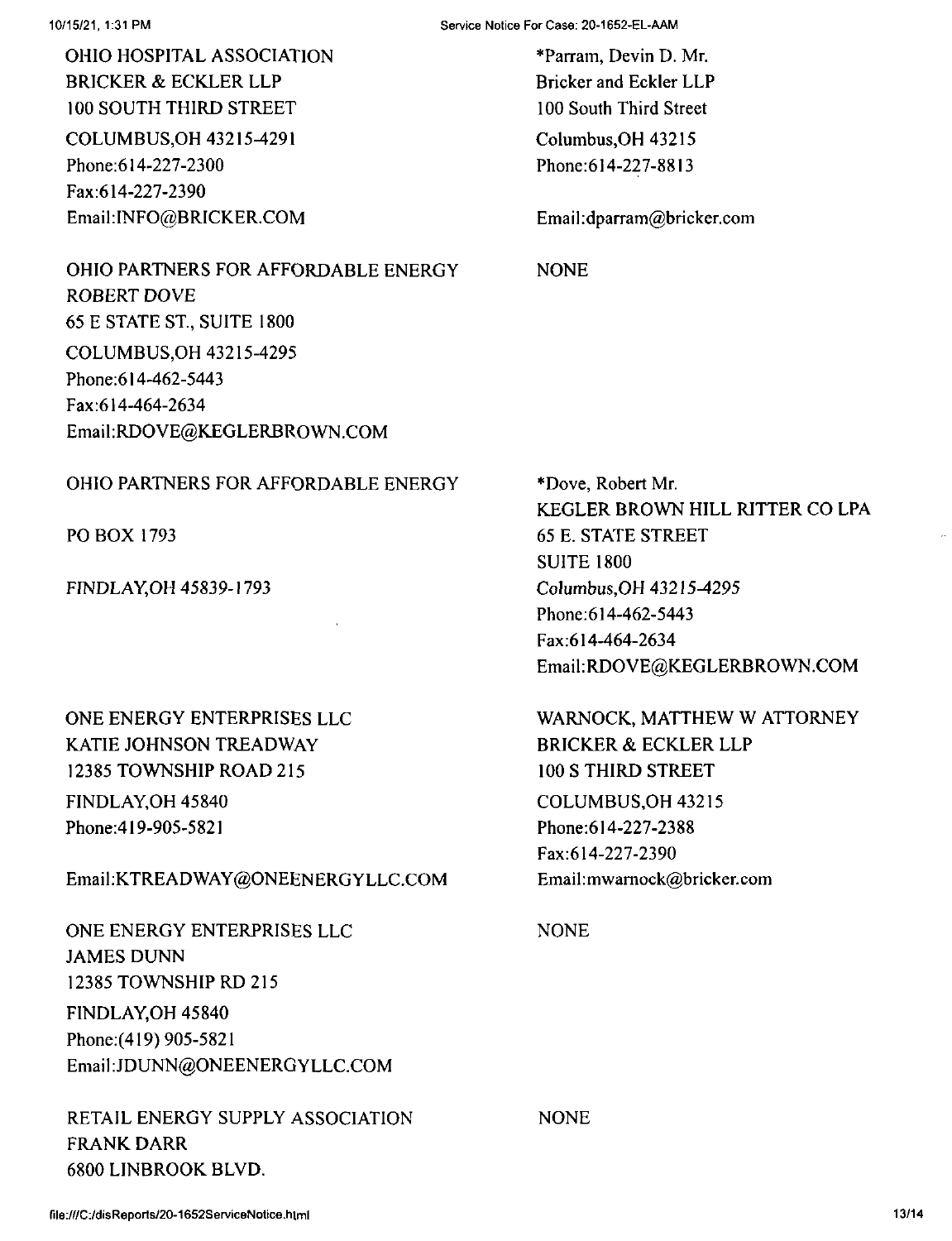| | |
|---|---|
| OHIO HOSPITAL ASSOCIATION<br>BRICKER & ECKLER LLP<br>100 SOUTH THIRD STREET<br>COLUMBUS,OH 43215-4291<br>Phone:614-227-2300<br>Fax:614-227-2390<br>Email:INFO@BRICKER.COM | *Parram, Devin D. Mr.<br>Bricker and Eckler LLP<br>100 South Third Street<br>Columbus,OH 43215<br>Phone:614-227-8813<br><br>Email:dparram@bricker.com |
| OHIO PARTNERS FOR AFFORDABLE ENERGY<br>ROBERT DOVE<br>65 E STATE ST., SUITE 1800<br>COLUMBUS,OH 43215-4295<br>Phone:614-462-5443<br>Fax:614-464-2634<br>Email:RDOVE@KEGLERBROWN.COM | NONE |
| OHIO PARTNERS FOR AFFORDABLE ENERGY<br><br>PO BOX 1793<br><br>FINDLAY,OH 45839-1793 | *Dove, Robert Mr.<br>KEGLER BROWN HILL RITTER CO LPA<br>65 E. STATE STREET<br>SUITE 1800<br>Columbus,OH 43215-4295<br>Phone:614-462-5443<br>Fax:614-464-2634<br>Email:RDOVE@KEGLERBROWN.COM |
| ONE ENERGY ENTERPRISES LLC<br>KATIE JOHNSON TREADWAY<br>12385 TOWNSHIP ROAD 215<br>FINDLAY,OH 45840<br>Phone:419-905-5821<br><br>Email:KTREADWAY@ONEENERGYLLC.COM | WARNOCK, MATTHEW W ATTORNEY<br>BRICKER & ECKLER LLP<br>100 S THIRD STREET<br>COLUMBUS,OH 43215<br>Phone:614-227-2388<br>Fax:614-227-2390<br>Email:mwarnock@bricker.com |
| ONE ENERGY ENTERPRISES LLC<br>JAMES DUNN<br>12385 TOWNSHIP RD 215<br>FINDLAY,OH 45840<br>Phone:(419) 905-5821<br>Email:JDUNN@ONEENERGYLLC.COM | NONE |
| RETAIL ENERGY SUPPLY ASSOCIATION<br>FRANK DARR<br>6800 LINBROOK BLVD. | NONE |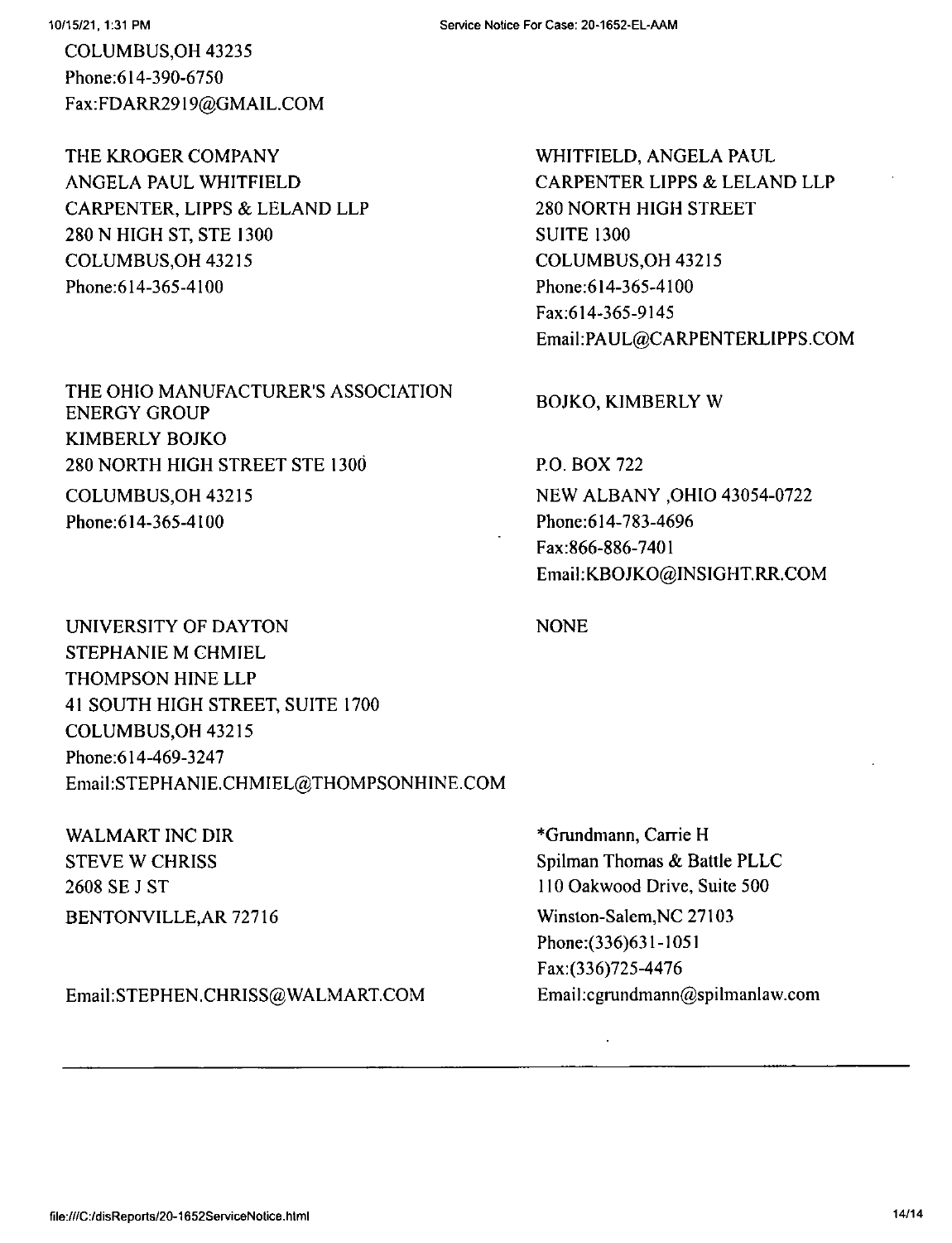COLUMBUS,OH 43235
Phone:614-390-6750
Fax:FDARR2919@GMAIL.COM

| | |
|---|---|
| THE KROGER COMPANY<br>ANGELA PAUL WHITFIELD<br>CARPENTER, LIPPS & LELAND LLP<br>280 N HIGH ST, STE 1300<br>COLUMBUS,OH 43215<br>Phone:614-365-4100 | WHITFIELD, ANGELA PAUL<br>CARPENTER LIPPS & LELAND LLP<br>280 NORTH HIGH STREET<br>SUITE 1300<br>COLUMBUS,OH 43215<br>Phone:614-365-4100<br>Fax:614-365-9145<br>Email:PAUL@CARPENTERLIPPS.COM |
| THE OHIO MANUFACTURER'S ASSOCIATION ENERGY GROUP<br>KIMBERLY BOJKO<br>280 NORTH HIGH STREET STE 1300<br>COLUMBUS,OH 43215<br>Phone:614-365-4100 | BOJKO, KIMBERLY W<br>P.O. BOX 722<br>NEW ALBANY ,OHIO 43054-0722<br>Phone:614-783-4696<br>Fax:866-886-7401<br>Email:KBOJKO@INSIGHT.RR.COM |
| UNIVERSITY OF DAYTON<br>STEPHANIE M CHMIEL<br>THOMPSON HINE LLP<br>41 SOUTH HIGH STREET, SUITE 1700<br>COLUMBUS,OH 43215<br>Phone:614-469-3247<br>Email:STEPHANIE.CHMIEL@THOMPSONHINE.COM | NONE |
| WALMART INC DIR<br>STEVE W CHRISS<br>2608 SE J ST<br>BENTONVILLE,AR 72716<br>Email:STEPHEN.CHRISS@WALMART.COM | *Grundmann, Carrie H<br>Spilman Thomas & Battle PLLC<br>110 Oakwood Drive, Suite 500<br>Winston-Salem,NC 27103<br>Phone:(336)631-1051<br>Fax:(336)725-4476<br>Email:cgrundmann@spilmanlaw.com |